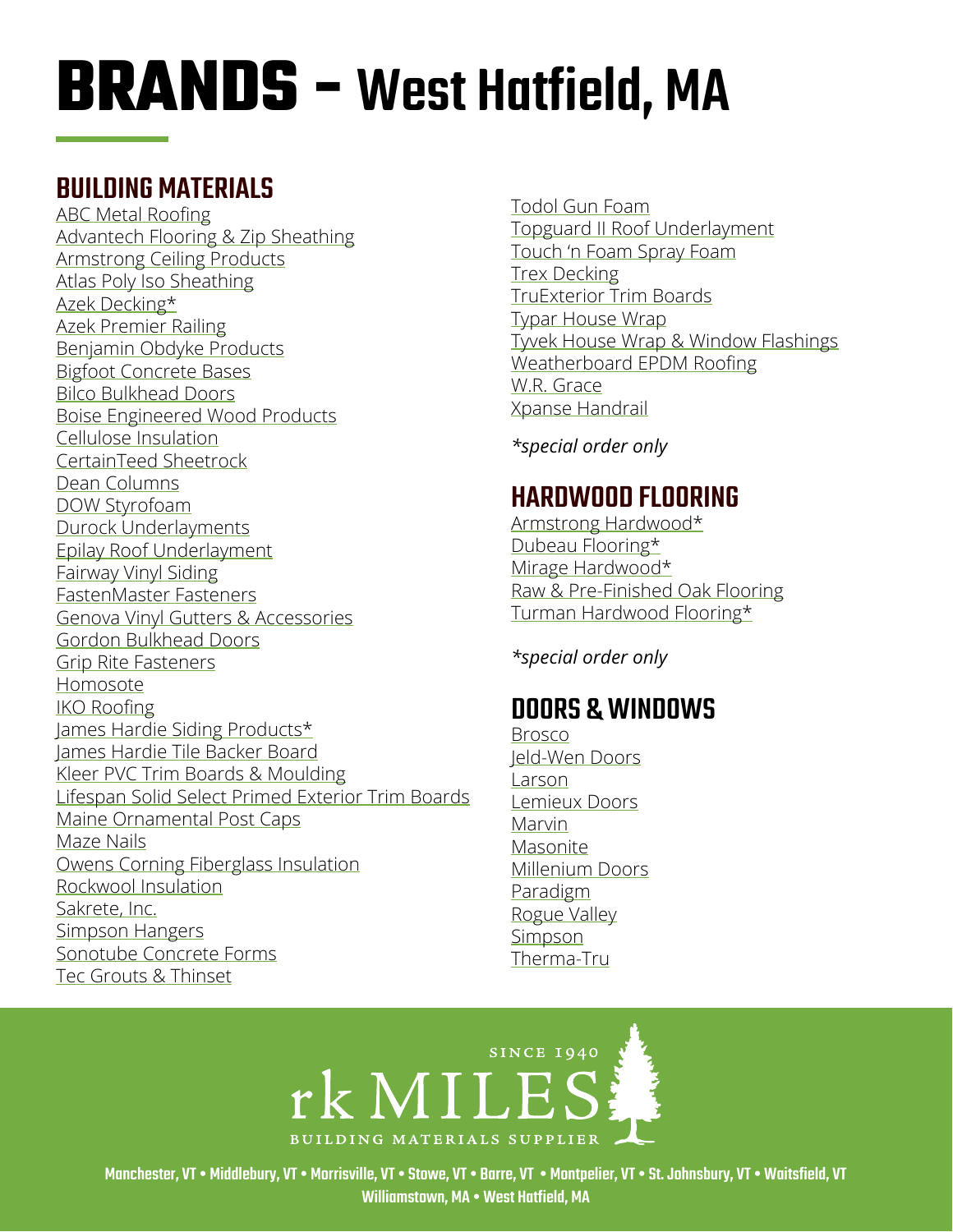# BRANDS – West Hatfield, MA

## BUILDING MATERIALS

ABC Metal Roofing
Advantech Flooring & Zip Sheathing
Armstrong Ceiling Products
Atlas Poly Iso Sheathing
Azek Decking*
Azek Premier Railing
Benjamin Obdyke Products
Bigfoot Concrete Bases
Bilco Bulkhead Doors
Boise Engineered Wood Products
Cellulose Insulation
CertainTeed Sheetrock
Dean Columns
DOW Styrofoam
Durock Underlayments
Epilay Roof Underlayment
Fairway Vinyl Siding
FastenMaster Fasteners
Genova Vinyl Gutters & Accessories
Gordon Bulkhead Doors
Grip Rite Fasteners
Homosote
IKO Roofing
James Hardie Siding Products*
James Hardie Tile Backer Board
Kleer PVC Trim Boards & Moulding
Lifespan Solid Select Primed Exterior Trim Boards
Maine Ornamental Post Caps
Maze Nails
Owens Corning Fiberglass Insulation
Rockwool Insulation
Sakrete, Inc.
Simpson Hangers
Sonotube Concrete Forms
Tec Grouts & Thinset
Todol Gun Foam
Topguard II Roof Underlayment
Touch 'n Foam Spray Foam
Trex Decking
TruExterior Trim Boards
Typar House Wrap
Tyvek House Wrap & Window Flashings
Weatherboard EPDM Roofing
W.R. Grace
Xpanse Handrail

*\*special order only*

## HARDWOOD FLOORING

Armstrong Hardwood*
Dubeau Flooring*
Mirage Hardwood*
Raw & Pre-Finished Oak Flooring
Turman Hardwood Flooring*

*\*special order only*

## DOORS & WINDOWS

Brosco
Jeld-Wen Doors
Larson
Lemieux Doors
Marvin
Masonite
Millenium Doors
Paradigm
Rogue Valley
Simpson
Therma-Tru

SINCE 1940
rk MILES
BUILDING MATERIALS SUPPLIER

Manchester, VT • Middlebury, VT • Morrisville, VT • Stowe, VT • Barre, VT • Montpelier, VT • St. Johnsbury, VT • Waitsfield, VT
Williamstown, MA • West Hatfield, MA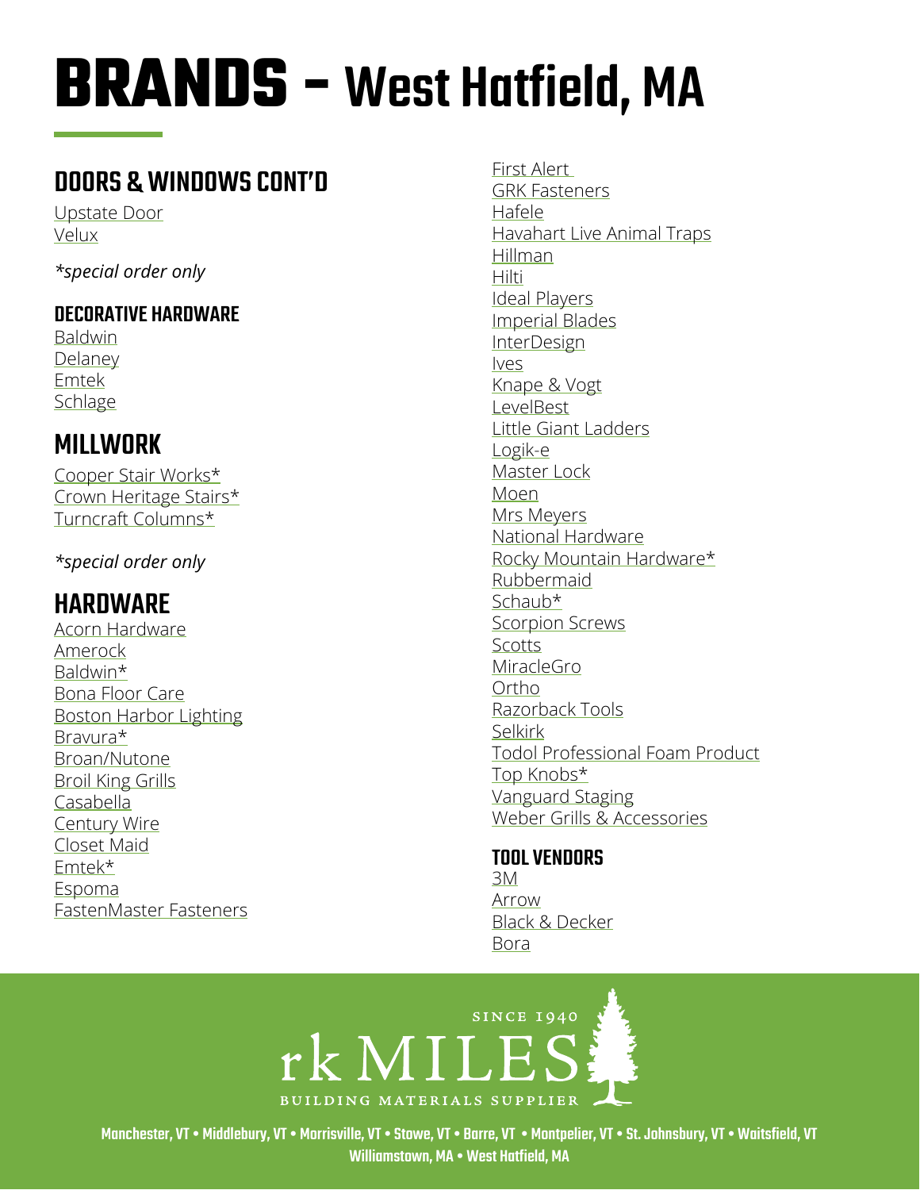# BRANDS – West Hatfield, MA

## DOORS & WINDOWS CONT'D

Upstate Door
Velux

*\*special order only*

### DECORATIVE HARDWARE

Baldwin
Delaney
Emtek
Schlage

## MILLWORK

Cooper Stair Works*
Crown Heritage Stairs*
Turncraft Columns*

*\*special order only*

## HARDWARE

Acorn Hardware
Amerock
Baldwin*
Bona Floor Care
Boston Harbor Lighting
Bravura*
Broan/Nutone
Broil King Grills
Casabella
Century Wire
Closet Maid
Emtek*
Espoma
FastenMaster Fasteners
First Alert
GRK Fasteners
Hafele
Havahart Live Animal Traps
Hillman
Hilti
Ideal Players
Imperial Blades
InterDesign
Ives
Knape & Vogt
LevelBest
Little Giant Ladders
Logik-e
Master Lock
Moen
Mrs Meyers
National Hardware
Rocky Mountain Hardware*
Rubbermaid
Schaub*
Scorpion Screws
Scotts
MiracleGro
Ortho
Razorback Tools
Selkirk
Todol Professional Foam Product
Top Knobs*
Vanguard Staging
Weber Grills & Accessories

### TOOL VENDORS

3M
Arrow
Black & Decker
Bora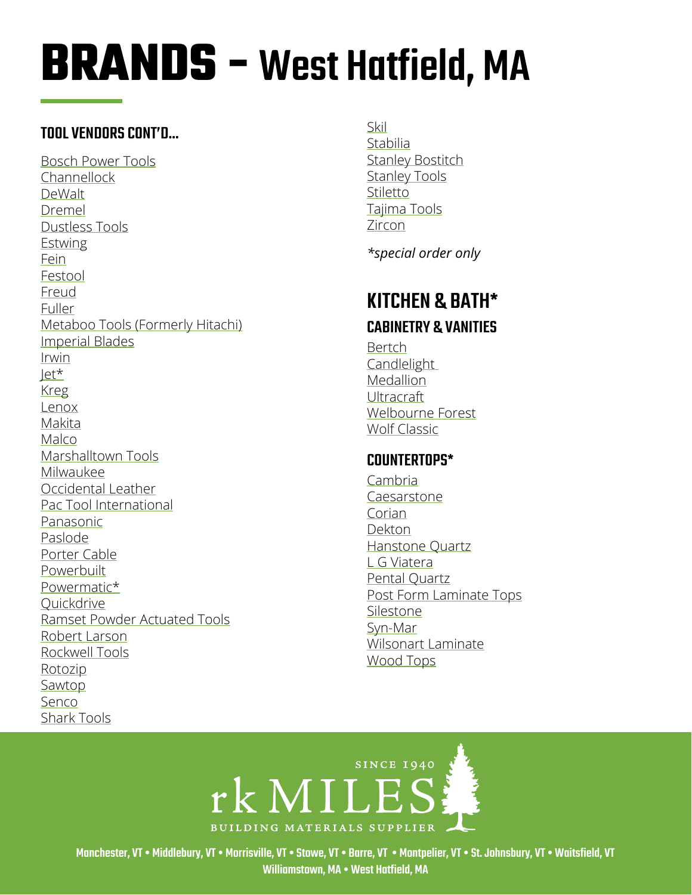# BRANDS – West Hatfield, MA

### TOOL VENDORS CONT'D...

Bosch Power Tools
Channellock
DeWalt
Dremel
Dustless Tools
Estwing
Fein
Festool
Freud
Fuller
Metaboo Tools (Formerly Hitachi)
Imperial Blades
Irwin
Jet*
Kreg
Lenox
Makita
Malco
Marshalltown Tools
Milwaukee
Occidental Leather
Pac Tool International
Panasonic
Paslode
Porter Cable
Powerbuilt
Powermatic*
Quickdrive
Ramset Powder Actuated Tools
Robert Larson
Rockwell Tools
Rotozip
Sawtop
Senco
Shark Tools
Skil
Stabilia
Stanley Bostitch
Stanley Tools
Stiletto
Tajima Tools
Zircon

*\*special order only*

## KITCHEN & BATH*

### CABINETRY & VANITIES

Bertch
Candlelight
Medallion
Ultracraft
Welbourne Forest
Wolf Classic

### COUNTERTOPS*

Cambria
Caesarstone
Corian
Dekton
Hanstone Quartz
L G Viatera
Pental Quartz
Post Form Laminate Tops
Silestone
Syn-Mar
Wilsonart Laminate
Wood Tops

SINCE 1940
rk MILES
BUILDING MATERIALS SUPPLIER

Manchester, VT • Middlebury, VT • Morrisville, VT • Stowe, VT • Barre, VT • Montpelier, VT • St. Johnsbury, VT • Waitsfield, VT
Williamstown, MA • West Hatfield, MA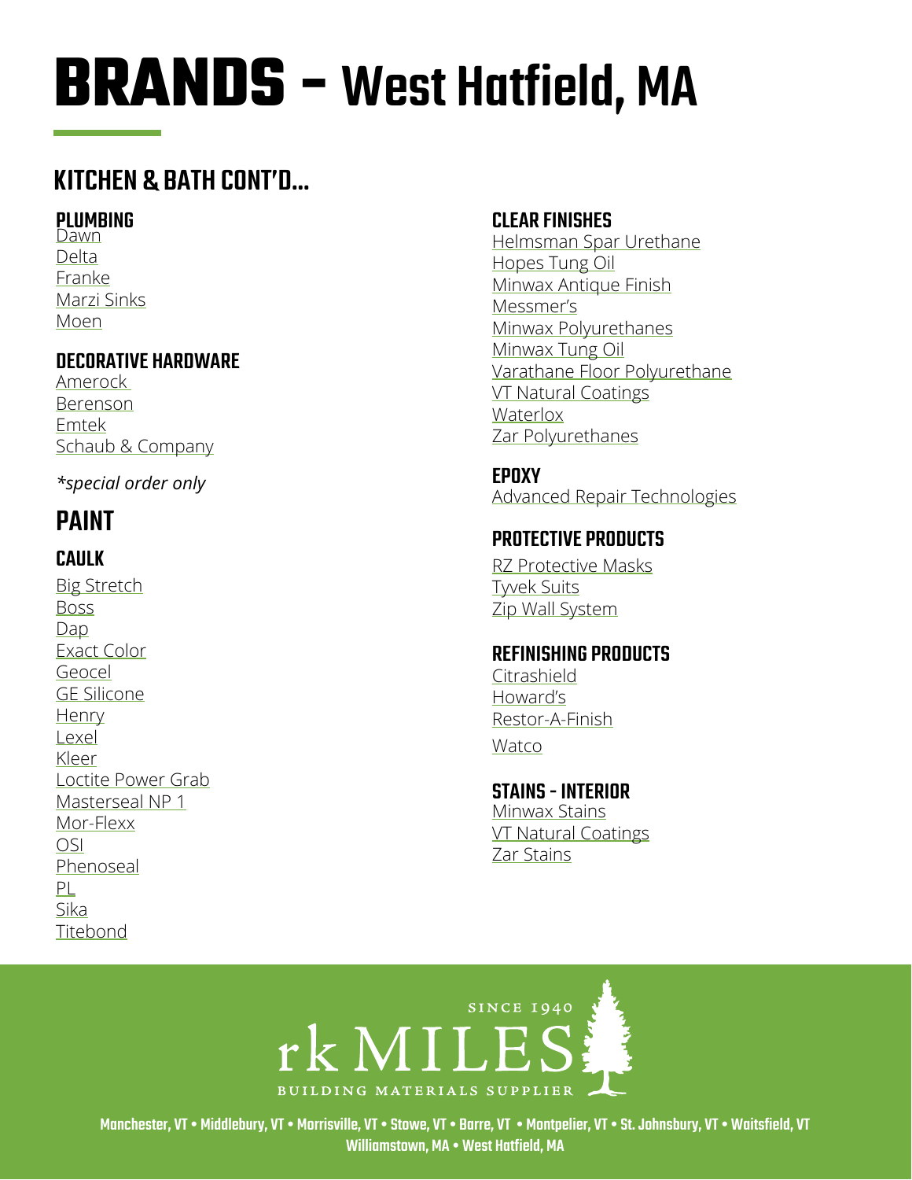# BRANDS – West Hatfield, MA

## KITCHEN & BATH CONT'D...

### PLUMBING

Dawn
Delta
Franke
Marzi Sinks
Moen

### DECORATIVE HARDWARE

Amerock
Berenson
Emtek
Schaub & Company

*\*special order only*

## PAINT

### CAULK

Big Stretch
Boss
Dap
Exact Color
Geocel
GE Silicone
Henry
Lexel
Kleer
Loctite Power Grab
Masterseal NP 1
Mor-Flexx
OSI
Phenoseal
PL
Sika
Titebond

### CLEAR FINISHES

Helmsman Spar Urethane
Hopes Tung Oil
Minwax Antique Finish
Messmer's
Minwax Polyurethanes
Minwax Tung Oil
Varathane Floor Polyurethane
VT Natural Coatings
Waterlox
Zar Polyurethanes

### EPOXY

Advanced Repair Technologies

### PROTECTIVE PRODUCTS

RZ Protective Masks
Tyvek Suits
Zip Wall System

### REFINISHING PRODUCTS

Citrashield
Howard's
Restor-A-Finish
Watco

### STAINS - INTERIOR

Minwax Stains
VT Natural Coatings
Zar Stains

SINCE 1940
rk MILES
BUILDING MATERIALS SUPPLIER

Manchester, VT • Middlebury, VT • Morrisville, VT • Stowe, VT • Barre, VT • Montpelier, VT • St. Johnsbury, VT • Waitsfield, VT
Williamstown, MA • West Hatfield, MA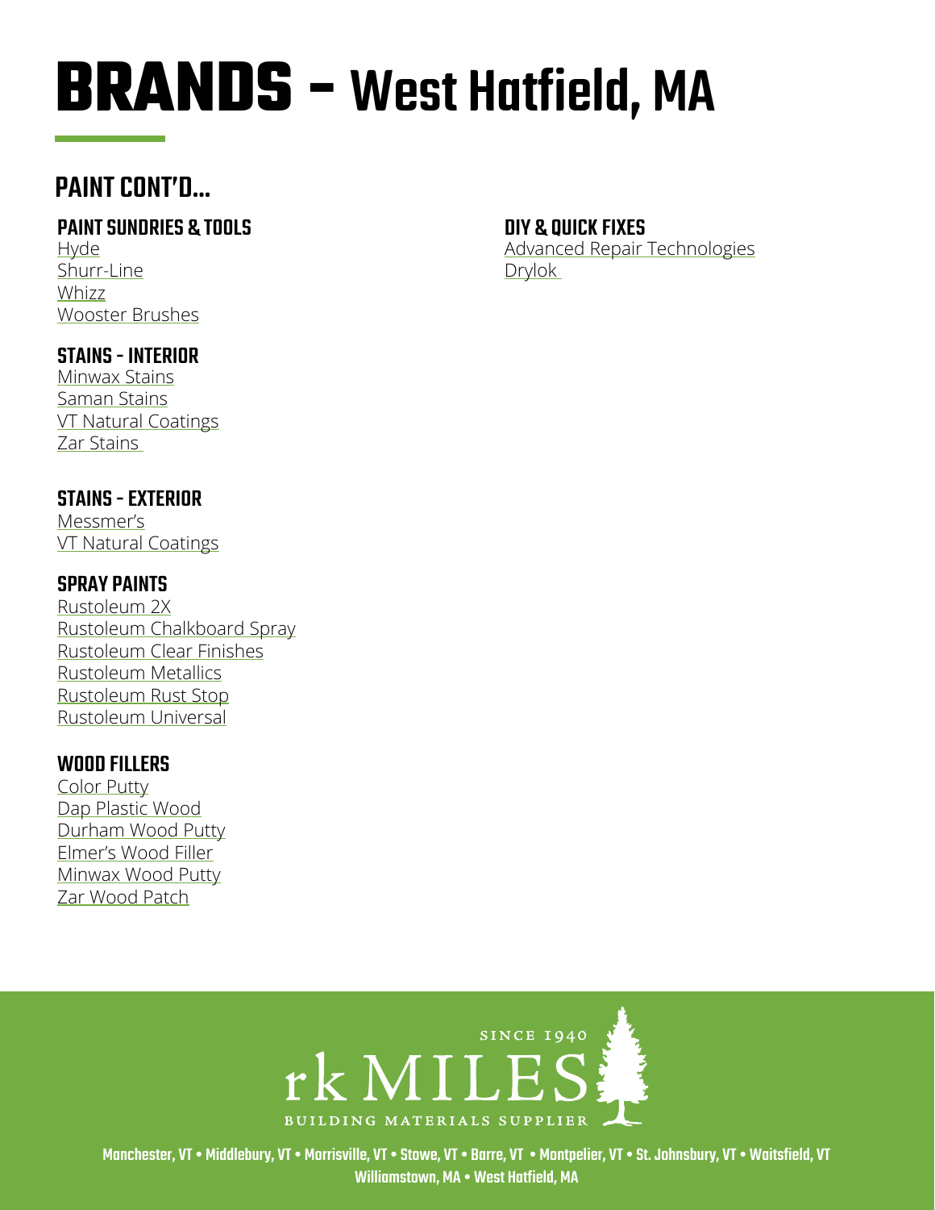# BRANDS – West Hatfield, MA

## PAINT CONT'D...

### PAINT SUNDRIES & TOOLS
Hyde
Shurr-Line
Whizz
Wooster Brushes

### STAINS - INTERIOR
Minwax Stains
Saman Stains
VT Natural Coatings
Zar Stains

### STAINS - EXTERIOR
Messmer's
VT Natural Coatings

### SPRAY PAINTS
Rustoleum 2X
Rustoleum Chalkboard Spray
Rustoleum Clear Finishes
Rustoleum Metallics
Rustoleum Rust Stop
Rustoleum Universal

### WOOD FILLERS
Color Putty
Dap Plastic Wood
Durham Wood Putty
Elmer's Wood Filler
Minwax Wood Putty
Zar Wood Patch

### DIY & QUICK FIXES
Advanced Repair Technologies
Drylok

SINCE 1940
rk MILES
BUILDING MATERIALS SUPPLIER

Manchester, VT • Middlebury, VT • Morrisville, VT • Stowe, VT • Barre, VT • Montpelier, VT • St. Johnsbury, VT • Waitsfield, VT
Williamstown, MA • West Hatfield, MA